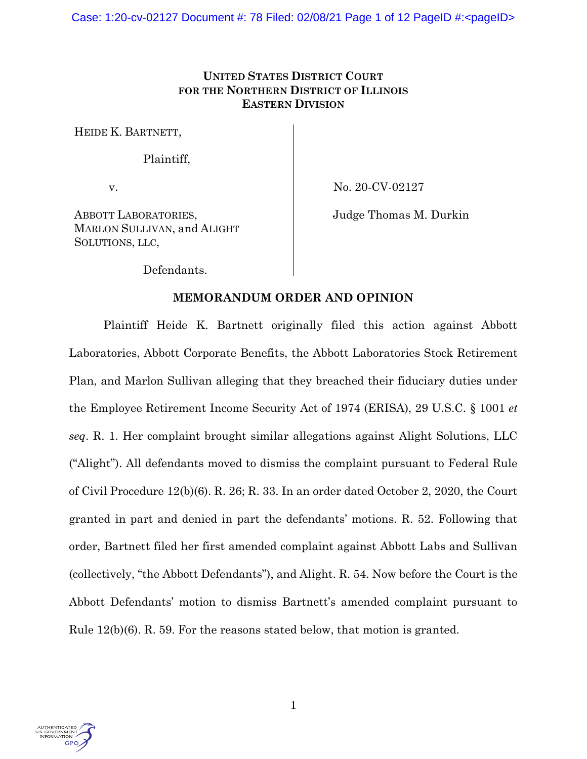**UNITED STATES DISTRICT COURT**
**FOR THE NORTHERN DISTRICT OF ILLINOIS**
**EASTERN DIVISION**

HEIDE K. BARTNETT,

Plaintiff,

v.

ABBOTT LABORATORIES, MARLON SULLIVAN, and ALIGHT SOLUTIONS, LLC,

Defendants.

No. 20-CV-02127

Judge Thomas M. Durkin

## MEMORANDUM ORDER AND OPINION

Plaintiff Heide K. Bartnett originally filed this action against Abbott Laboratories, Abbott Corporate Benefits, the Abbott Laboratories Stock Retirement Plan, and Marlon Sullivan alleging that they breached their fiduciary duties under the Employee Retirement Income Security Act of 1974 (ERISA), 29 U.S.C. § 1001 *et seq*. R. 1. Her complaint brought similar allegations against Alight Solutions, LLC ("Alight"). All defendants moved to dismiss the complaint pursuant to Federal Rule of Civil Procedure 12(b)(6). R. 26; R. 33. In an order dated October 2, 2020, the Court granted in part and denied in part the defendants' motions. R. 52. Following that order, Bartnett filed her first amended complaint against Abbott Labs and Sullivan (collectively, "the Abbott Defendants"), and Alight. R. 54. Now before the Court is the Abbott Defendants' motion to dismiss Bartnett's amended complaint pursuant to Rule 12(b)(6). R. 59. For the reasons stated below, that motion is granted.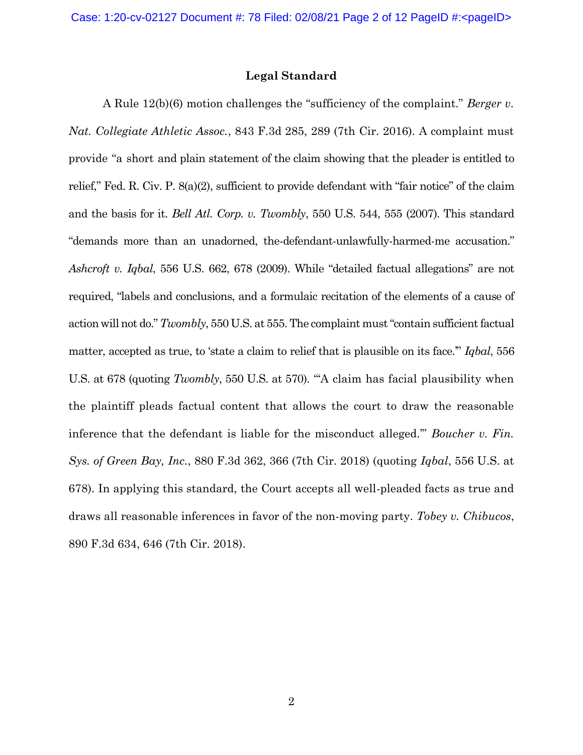## Legal Standard

A Rule 12(b)(6) motion challenges the "sufficiency of the complaint." *Berger v. Nat. Collegiate Athletic Assoc.*, 843 F.3d 285, 289 (7th Cir. 2016). A complaint must provide "a short and plain statement of the claim showing that the pleader is entitled to relief," Fed. R. Civ. P. 8(a)(2), sufficient to provide defendant with "fair notice" of the claim and the basis for it. *Bell Atl. Corp. v. Twombly*, 550 U.S. 544, 555 (2007). This standard "demands more than an unadorned, the-defendant-unlawfully-harmed-me accusation." *Ashcroft v. Iqbal*, 556 U.S. 662, 678 (2009). While "detailed factual allegations" are not required, "labels and conclusions, and a formulaic recitation of the elements of a cause of action will not do." *Twombly*, 550 U.S. at 555. The complaint must "contain sufficient factual matter, accepted as true, to 'state a claim to relief that is plausible on its face.'" *Iqbal*, 556 U.S. at 678 (quoting *Twombly*, 550 U.S. at 570). "'A claim has facial plausibility when the plaintiff pleads factual content that allows the court to draw the reasonable inference that the defendant is liable for the misconduct alleged.'" *Boucher v. Fin. Sys. of Green Bay, Inc.*, 880 F.3d 362, 366 (7th Cir. 2018) (quoting *Iqbal*, 556 U.S. at 678). In applying this standard, the Court accepts all well-pleaded facts as true and draws all reasonable inferences in favor of the non-moving party. *Tobey v. Chibucos*, 890 F.3d 634, 646 (7th Cir. 2018).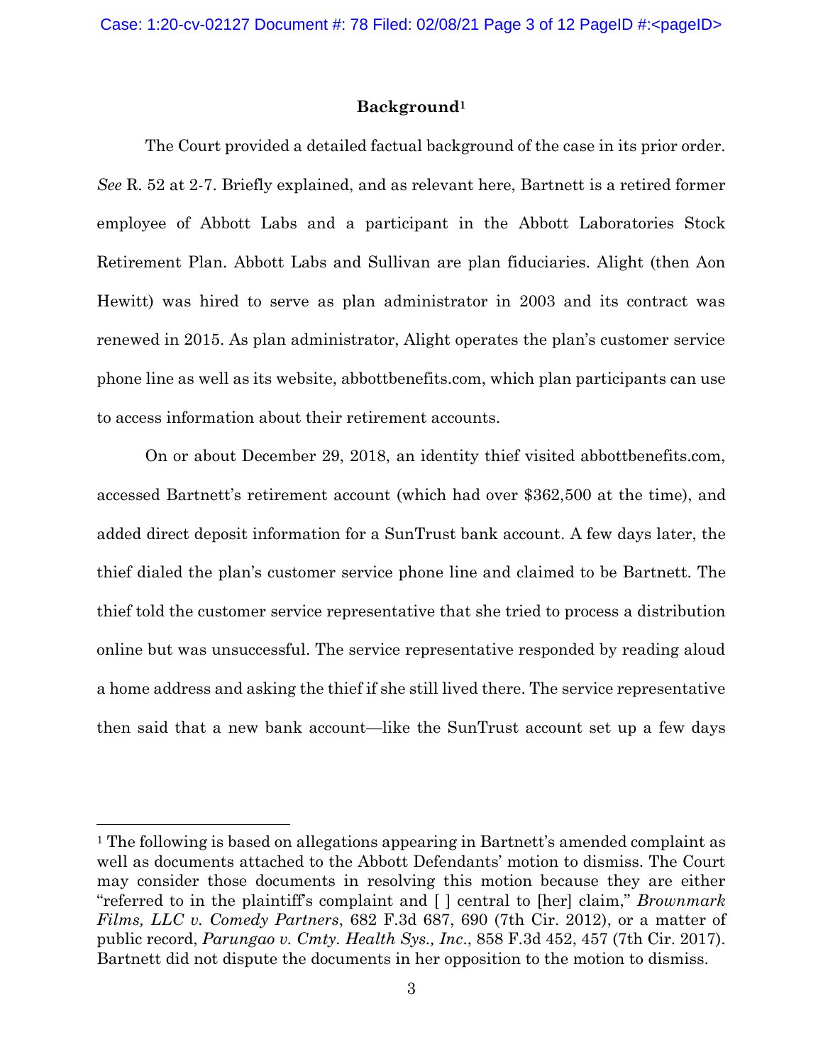## Background[1]

The Court provided a detailed factual background of the case in its prior order. *See* R. 52 at 2-7. Briefly explained, and as relevant here, Bartnett is a retired former employee of Abbott Labs and a participant in the Abbott Laboratories Stock Retirement Plan. Abbott Labs and Sullivan are plan fiduciaries. Alight (then Aon Hewitt) was hired to serve as plan administrator in 2003 and its contract was renewed in 2015. As plan administrator, Alight operates the plan's customer service phone line as well as its website, abbottbenefits.com, which plan participants can use to access information about their retirement accounts.

On or about December 29, 2018, an identity thief visited abbottbenefits.com, accessed Bartnett's retirement account (which had over $362,500 at the time), and added direct deposit information for a SunTrust bank account. A few days later, the thief dialed the plan's customer service phone line and claimed to be Bartnett. The thief told the customer service representative that she tried to process a distribution online but was unsuccessful. The service representative responded by reading aloud a home address and asking the thief if she still lived there. The service representative then said that a new bank account—like the SunTrust account set up a few days

---

[1] The following is based on allegations appearing in Bartnett's amended complaint as well as documents attached to the Abbott Defendants' motion to dismiss. The Court may consider those documents in resolving this motion because they are either "referred to in the plaintiff's complaint and [ ] central to [her] claim," *Brownmark Films, LLC v. Comedy Partners*, 682 F.3d 687, 690 (7th Cir. 2012), or a matter of public record, *Parungao v. Cmty. Health Sys., Inc*., 858 F.3d 452, 457 (7th Cir. 2017). Bartnett did not dispute the documents in her opposition to the motion to dismiss.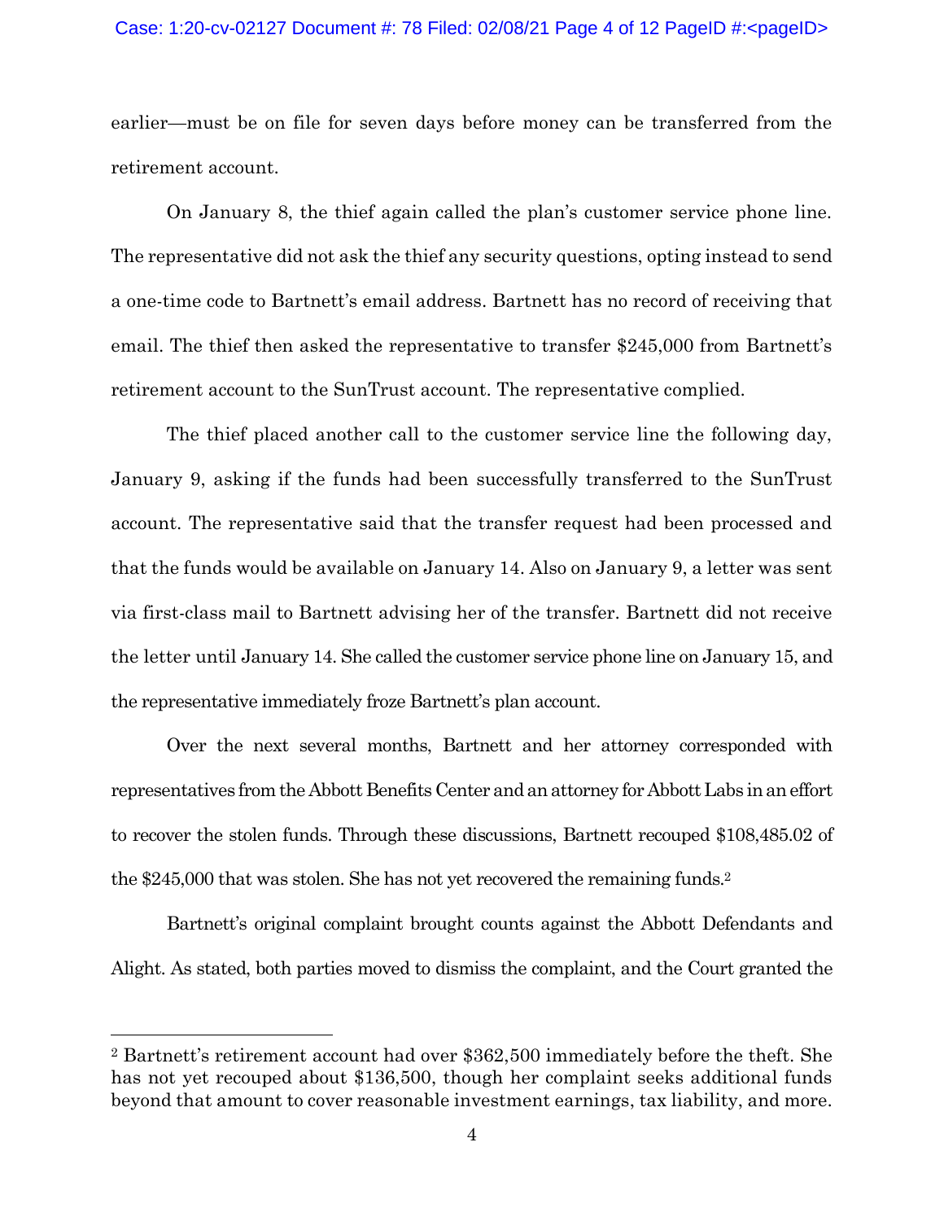earlier—must be on file for seven days before money can be transferred from the retirement account.

On January 8, the thief again called the plan's customer service phone line. The representative did not ask the thief any security questions, opting instead to send a one-time code to Bartnett's email address. Bartnett has no record of receiving that email. The thief then asked the representative to transfer $245,000 from Bartnett's retirement account to the SunTrust account. The representative complied.

The thief placed another call to the customer service line the following day, January 9, asking if the funds had been successfully transferred to the SunTrust account. The representative said that the transfer request had been processed and that the funds would be available on January 14. Also on January 9, a letter was sent via first-class mail to Bartnett advising her of the transfer. Bartnett did not receive the letter until January 14. She called the customer service phone line on January 15, and the representative immediately froze Bartnett's plan account.

Over the next several months, Bartnett and her attorney corresponded with representatives from the Abbott Benefits Center and an attorney for Abbott Labs in an effort to recover the stolen funds. Through these discussions, Bartnett recouped $108,485.02 of the $245,000 that was stolen. She has not yet recovered the remaining funds.[2]

Bartnett's original complaint brought counts against the Abbott Defendants and Alight. As stated, both parties moved to dismiss the complaint, and the Court granted the

---

[2] Bartnett's retirement account had over $362,500 immediately before the theft. She has not yet recouped about $136,500, though her complaint seeks additional funds beyond that amount to cover reasonable investment earnings, tax liability, and more.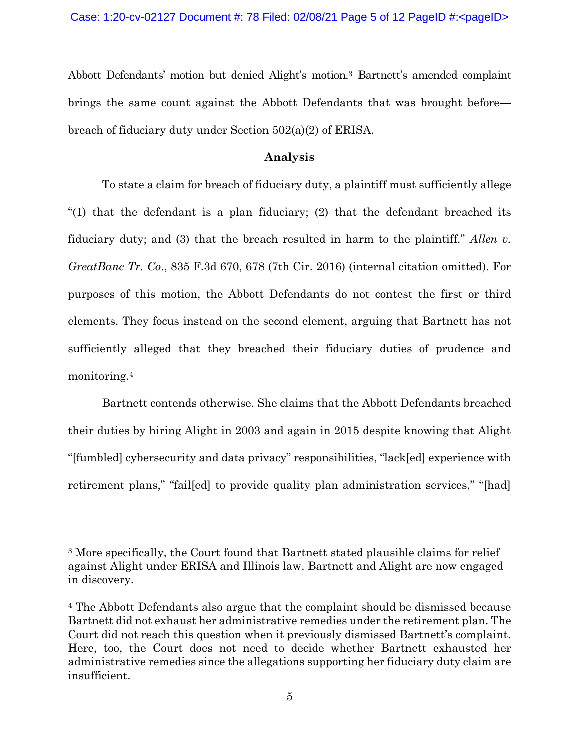Abbott Defendants' motion but denied Alight's motion.[3] Bartnett's amended complaint brings the same count against the Abbott Defendants that was brought before—breach of fiduciary duty under Section 502(a)(2) of ERISA.

## Analysis

To state a claim for breach of fiduciary duty, a plaintiff must sufficiently allege "(1) that the defendant is a plan fiduciary; (2) that the defendant breached its fiduciary duty; and (3) that the breach resulted in harm to the plaintiff." *Allen v. GreatBanc Tr. Co.*, 835 F.3d 670, 678 (7th Cir. 2016) (internal citation omitted). For purposes of this motion, the Abbott Defendants do not contest the first or third elements. They focus instead on the second element, arguing that Bartnett has not sufficiently alleged that they breached their fiduciary duties of prudence and monitoring.[4]

Bartnett contends otherwise. She claims that the Abbott Defendants breached their duties by hiring Alight in 2003 and again in 2015 despite knowing that Alight "[fumbled] cybersecurity and data privacy" responsibilities, "lack[ed] experience with retirement plans," "fail[ed] to provide quality plan administration services," "[had]

---

[3] More specifically, the Court found that Bartnett stated plausible claims for relief against Alight under ERISA and Illinois law. Bartnett and Alight are now engaged in discovery.

[4] The Abbott Defendants also argue that the complaint should be dismissed because Bartnett did not exhaust her administrative remedies under the retirement plan. The Court did not reach this question when it previously dismissed Bartnett's complaint. Here, too, the Court does not need to decide whether Bartnett exhausted her administrative remedies since the allegations supporting her fiduciary duty claim are insufficient.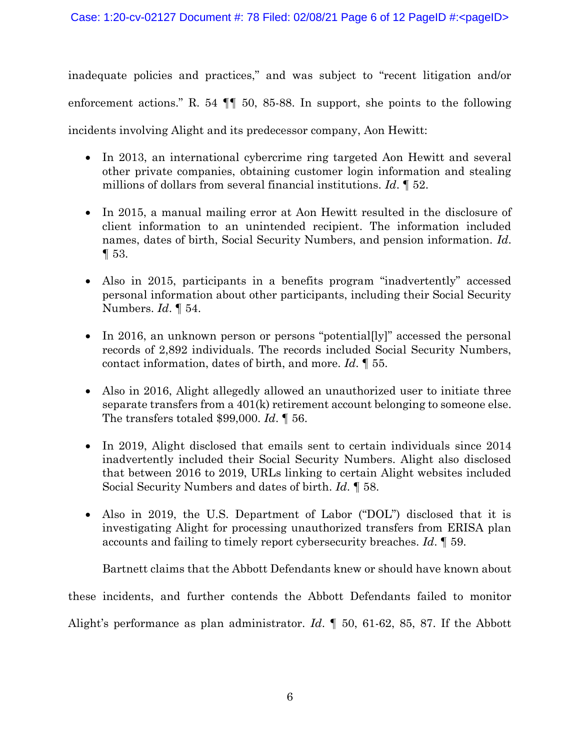inadequate policies and practices," and was subject to "recent litigation and/or enforcement actions." R. 54 ¶¶ 50, 85-88. In support, she points to the following incidents involving Alight and its predecessor company, Aon Hewitt:

- In 2013, an international cybercrime ring targeted Aon Hewitt and several other private companies, obtaining customer login information and stealing millions of dollars from several financial institutions. *Id*. ¶ 52.

- In 2015, a manual mailing error at Aon Hewitt resulted in the disclosure of client information to an unintended recipient. The information included names, dates of birth, Social Security Numbers, and pension information. *Id*. ¶ 53.

- Also in 2015, participants in a benefits program "inadvertently" accessed personal information about other participants, including their Social Security Numbers. *Id*. ¶ 54.

- In 2016, an unknown person or persons "potential[ly]" accessed the personal records of 2,892 individuals. The records included Social Security Numbers, contact information, dates of birth, and more. *Id*. ¶ 55.

- Also in 2016, Alight allegedly allowed an unauthorized user to initiate three separate transfers from a 401(k) retirement account belonging to someone else. The transfers totaled $99,000. *Id*. ¶ 56.

- In 2019, Alight disclosed that emails sent to certain individuals since 2014 inadvertently included their Social Security Numbers. Alight also disclosed that between 2016 to 2019, URLs linking to certain Alight websites included Social Security Numbers and dates of birth. *Id*. ¶ 58.

- Also in 2019, the U.S. Department of Labor ("DOL") disclosed that it is investigating Alight for processing unauthorized transfers from ERISA plan accounts and failing to timely report cybersecurity breaches. *Id*. ¶ 59.

Bartnett claims that the Abbott Defendants knew or should have known about these incidents, and further contends the Abbott Defendants failed to monitor Alight's performance as plan administrator. *Id*. ¶ 50, 61-62, 85, 87. If the Abbott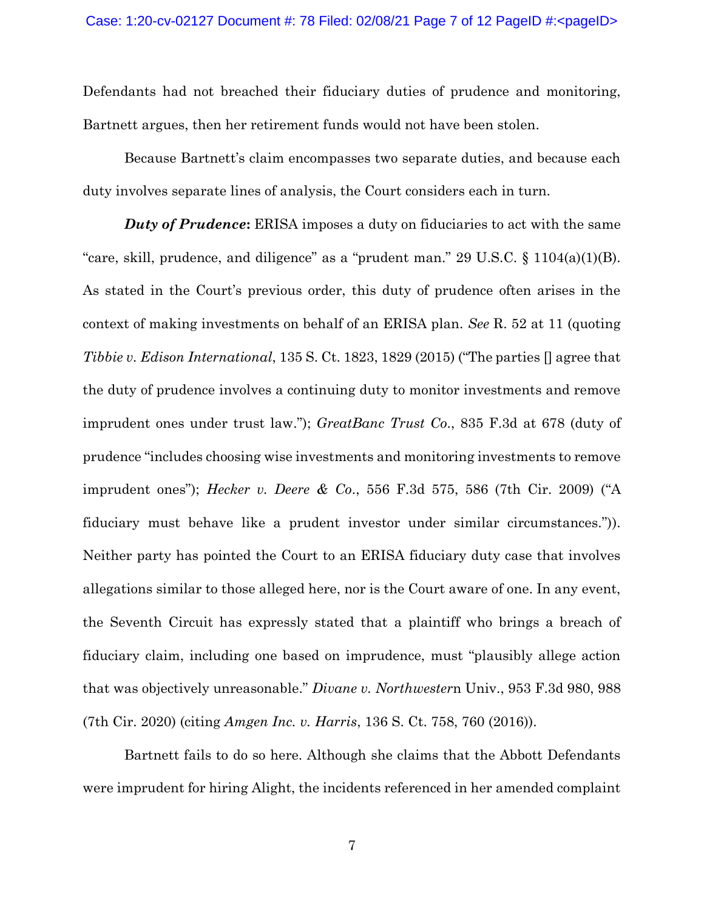Defendants had not breached their fiduciary duties of prudence and monitoring, Bartnett argues, then her retirement funds would not have been stolen.

Because Bartnett's claim encompasses two separate duties, and because each duty involves separate lines of analysis, the Court considers each in turn.

***Duty of Prudence*:** ERISA imposes a duty on fiduciaries to act with the same "care, skill, prudence, and diligence" as a "prudent man." 29 U.S.C. § 1104(a)(1)(B). As stated in the Court's previous order, this duty of prudence often arises in the context of making investments on behalf of an ERISA plan. *See* R. 52 at 11 (quoting *Tibbie v. Edison International*, 135 S. Ct. 1823, 1829 (2015) ("The parties [] agree that the duty of prudence involves a continuing duty to monitor investments and remove imprudent ones under trust law."); *GreatBanc Trust Co.*, 835 F.3d at 678 (duty of prudence "includes choosing wise investments and monitoring investments to remove imprudent ones"); *Hecker v. Deere & Co.*, 556 F.3d 575, 586 (7th Cir. 2009) ("A fiduciary must behave like a prudent investor under similar circumstances.")). Neither party has pointed the Court to an ERISA fiduciary duty case that involves allegations similar to those alleged here, nor is the Court aware of one. In any event, the Seventh Circuit has expressly stated that a plaintiff who brings a breach of fiduciary claim, including one based on imprudence, must "plausibly allege action that was objectively unreasonable." *Divane v. Northwester*n Univ., 953 F.3d 980, 988 (7th Cir. 2020) (citing *Amgen Inc. v. Harris*, 136 S. Ct. 758, 760 (2016)).

Bartnett fails to do so here. Although she claims that the Abbott Defendants were imprudent for hiring Alight, the incidents referenced in her amended complaint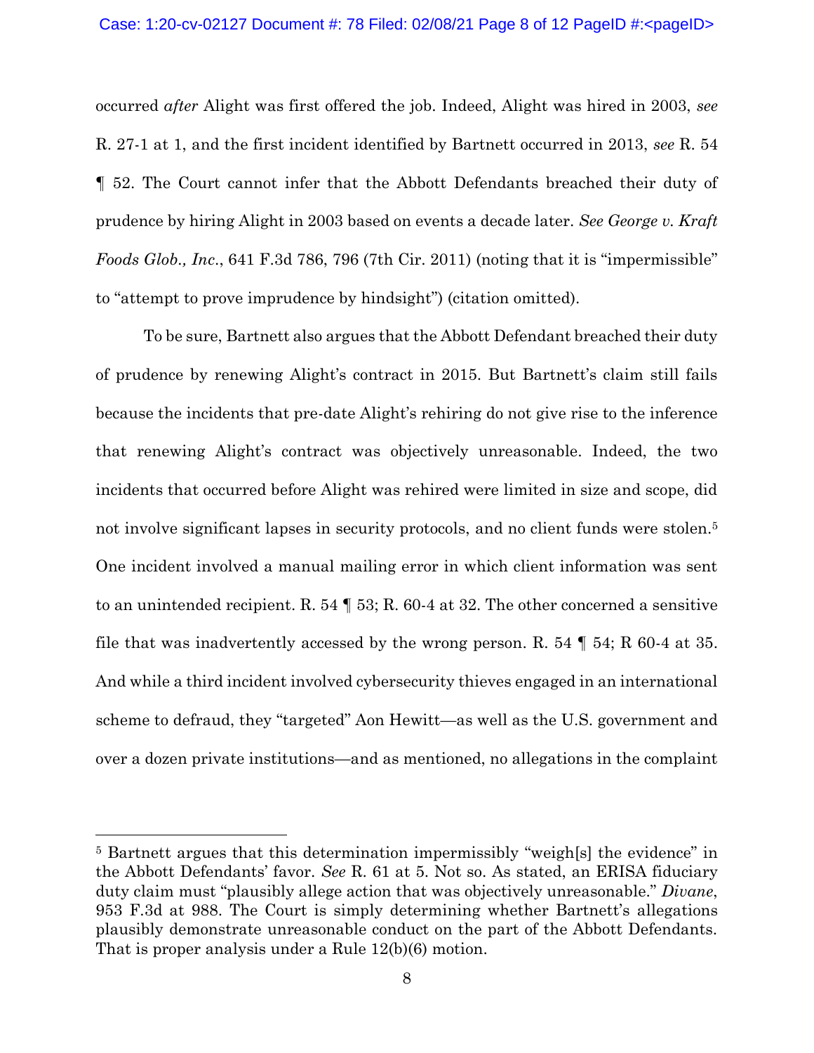occurred *after* Alight was first offered the job. Indeed, Alight was hired in 2003, *see* R. 27-1 at 1, and the first incident identified by Bartnett occurred in 2013, *see* R. 54 ¶ 52. The Court cannot infer that the Abbott Defendants breached their duty of prudence by hiring Alight in 2003 based on events a decade later. *See George v. Kraft Foods Glob., Inc.*, 641 F.3d 786, 796 (7th Cir. 2011) (noting that it is "impermissible" to "attempt to prove imprudence by hindsight") (citation omitted).

To be sure, Bartnett also argues that the Abbott Defendant breached their duty of prudence by renewing Alight's contract in 2015. But Bartnett's claim still fails because the incidents that pre-date Alight's rehiring do not give rise to the inference that renewing Alight's contract was objectively unreasonable. Indeed, the two incidents that occurred before Alight was rehired were limited in size and scope, did not involve significant lapses in security protocols, and no client funds were stolen.[5] One incident involved a manual mailing error in which client information was sent to an unintended recipient. R. 54 ¶ 53; R. 60-4 at 32. The other concerned a sensitive file that was inadvertently accessed by the wrong person. R. 54 ¶ 54; R 60-4 at 35. And while a third incident involved cybersecurity thieves engaged in an international scheme to defraud, they "targeted" Aon Hewitt—as well as the U.S. government and over a dozen private institutions—and as mentioned, no allegations in the complaint

---

[5] Bartnett argues that this determination impermissibly "weigh[s] the evidence" in the Abbott Defendants' favor. *See* R. 61 at 5. Not so. As stated, an ERISA fiduciary duty claim must "plausibly allege action that was objectively unreasonable." *Divane*, 953 F.3d at 988. The Court is simply determining whether Bartnett's allegations plausibly demonstrate unreasonable conduct on the part of the Abbott Defendants. That is proper analysis under a Rule 12(b)(6) motion.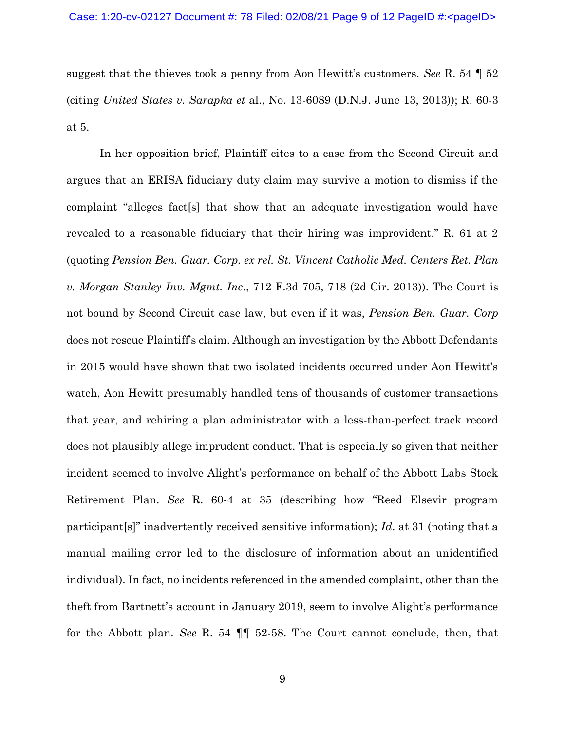suggest that the thieves took a penny from Aon Hewitt's customers. *See* R. 54 ¶ 52 (citing *United States v. Sarapka et* al., No. 13-6089 (D.N.J. June 13, 2013)); R. 60-3 at 5.

In her opposition brief, Plaintiff cites to a case from the Second Circuit and argues that an ERISA fiduciary duty claim may survive a motion to dismiss if the complaint "alleges fact[s] that show that an adequate investigation would have revealed to a reasonable fiduciary that their hiring was improvident." R. 61 at 2 (quoting *Pension Ben. Guar. Corp. ex rel. St. Vincent Catholic Med. Centers Ret. Plan v. Morgan Stanley Inv. Mgmt. Inc*., 712 F.3d 705, 718 (2d Cir. 2013)). The Court is not bound by Second Circuit case law, but even if it was, *Pension Ben. Guar. Corp* does not rescue Plaintiff's claim. Although an investigation by the Abbott Defendants in 2015 would have shown that two isolated incidents occurred under Aon Hewitt's watch, Aon Hewitt presumably handled tens of thousands of customer transactions that year, and rehiring a plan administrator with a less-than-perfect track record does not plausibly allege imprudent conduct. That is especially so given that neither incident seemed to involve Alight's performance on behalf of the Abbott Labs Stock Retirement Plan. *See* R. 60-4 at 35 (describing how "Reed Elsevir program participant[s]" inadvertently received sensitive information); *Id*. at 31 (noting that a manual mailing error led to the disclosure of information about an unidentified individual). In fact, no incidents referenced in the amended complaint, other than the theft from Bartnett's account in January 2019, seem to involve Alight's performance for the Abbott plan. *See* R. 54 ¶¶ 52-58. The Court cannot conclude, then, that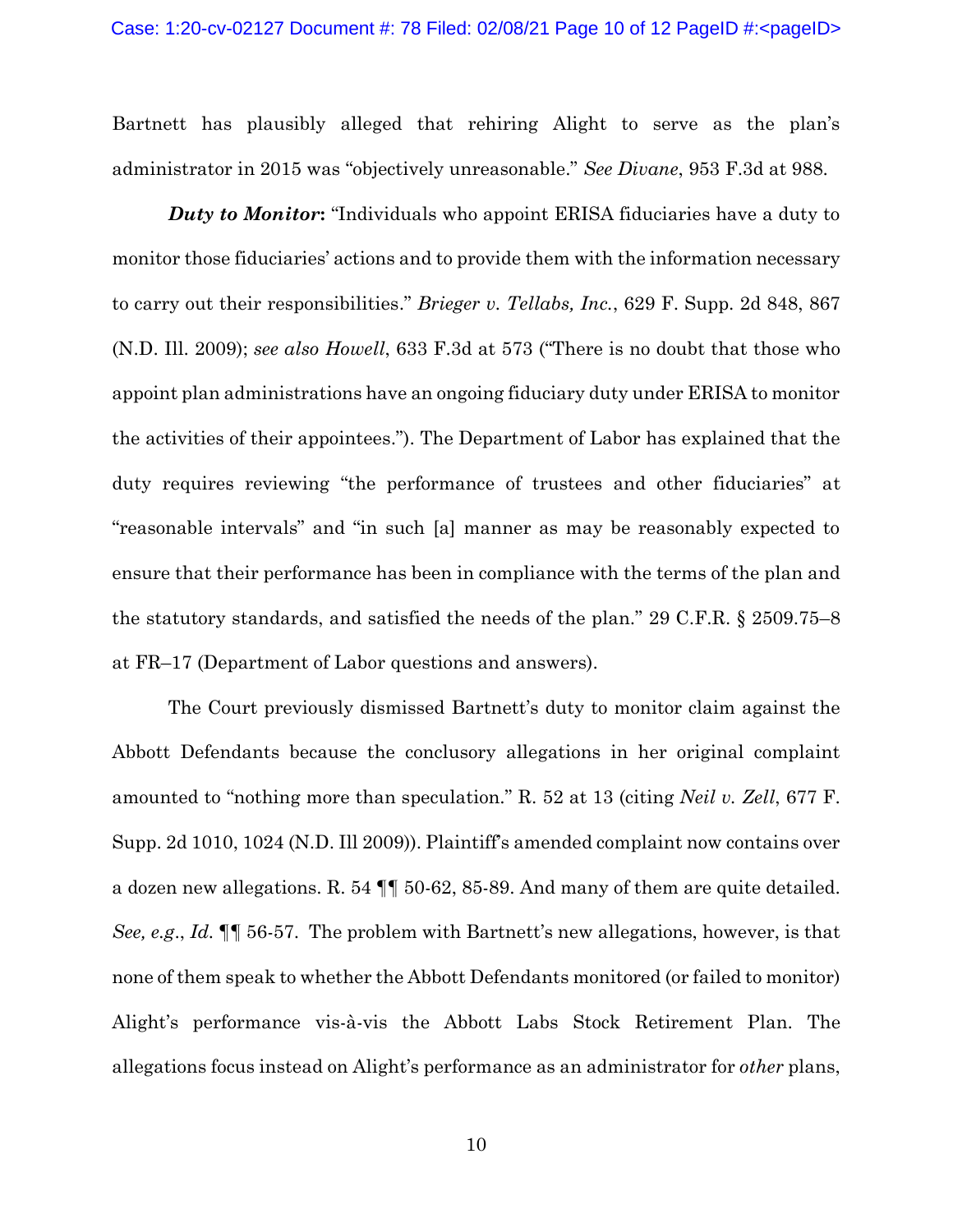Bartnett has plausibly alleged that rehiring Alight to serve as the plan's administrator in 2015 was "objectively unreasonable." *See Divane*, 953 F.3d at 988.

***Duty to Monitor*:** "Individuals who appoint ERISA fiduciaries have a duty to monitor those fiduciaries' actions and to provide them with the information necessary to carry out their responsibilities." *Brieger v. Tellabs, Inc.*, 629 F. Supp. 2d 848, 867 (N.D. Ill. 2009); *see also Howell*, 633 F.3d at 573 ("There is no doubt that those who appoint plan administrations have an ongoing fiduciary duty under ERISA to monitor the activities of their appointees."). The Department of Labor has explained that the duty requires reviewing "the performance of trustees and other fiduciaries" at "reasonable intervals" and "in such [a] manner as may be reasonably expected to ensure that their performance has been in compliance with the terms of the plan and the statutory standards, and satisfied the needs of the plan." 29 C.F.R. § 2509.75–8 at FR–17 (Department of Labor questions and answers).

The Court previously dismissed Bartnett's duty to monitor claim against the Abbott Defendants because the conclusory allegations in her original complaint amounted to "nothing more than speculation." R. 52 at 13 (citing *Neil v. Zell*, 677 F. Supp. 2d 1010, 1024 (N.D. Ill 2009)). Plaintiff's amended complaint now contains over a dozen new allegations. R. 54 ¶¶ 50-62, 85-89. And many of them are quite detailed. *See, e.g.*, *Id.* ¶¶ 56-57. The problem with Bartnett's new allegations, however, is that none of them speak to whether the Abbott Defendants monitored (or failed to monitor) Alight's performance vis-à-vis the Abbott Labs Stock Retirement Plan. The allegations focus instead on Alight's performance as an administrator for *other* plans,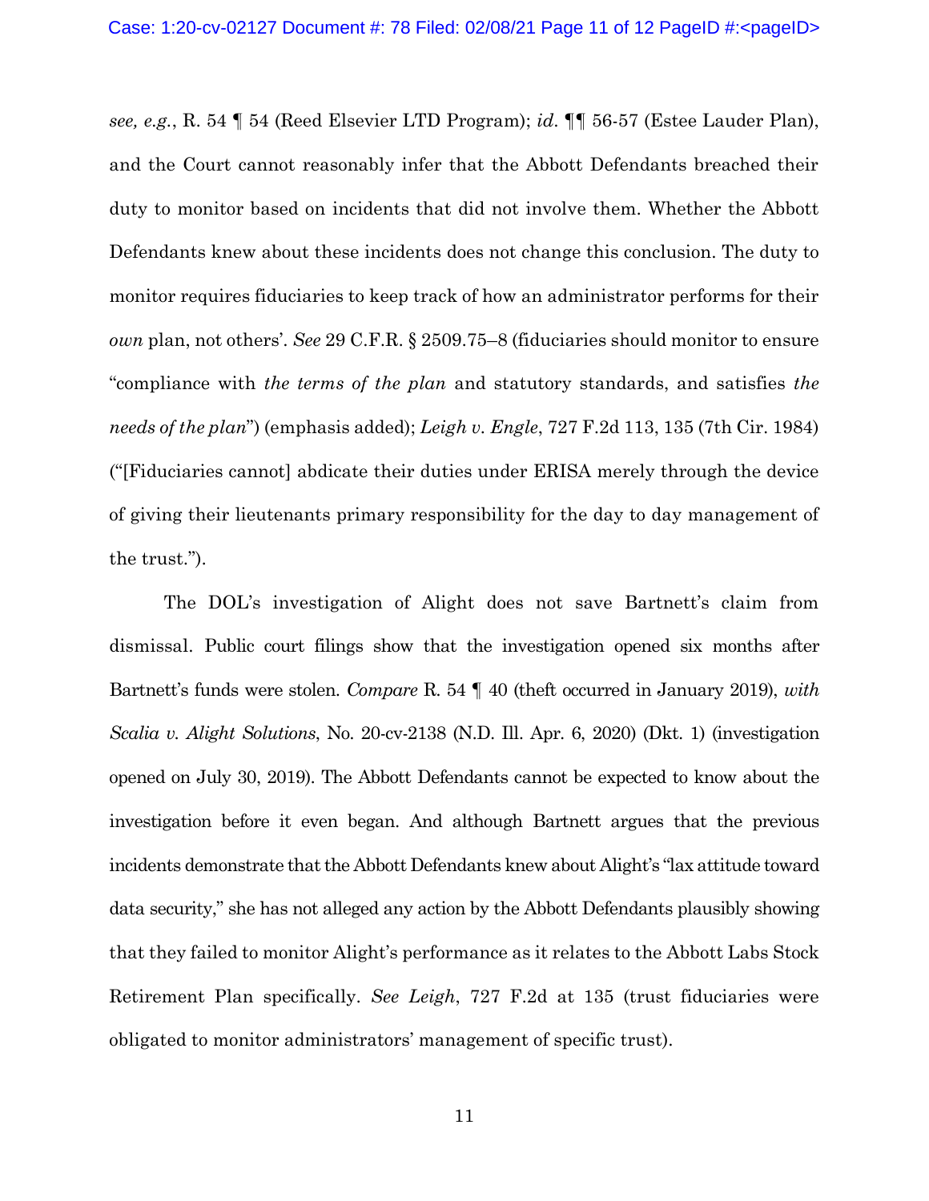*see, e.g.*, R. 54 ¶ 54 (Reed Elsevier LTD Program); *id.* ¶¶ 56-57 (Estee Lauder Plan), and the Court cannot reasonably infer that the Abbott Defendants breached their duty to monitor based on incidents that did not involve them. Whether the Abbott Defendants knew about these incidents does not change this conclusion. The duty to monitor requires fiduciaries to keep track of how an administrator performs for their *own* plan, not others'. *See* 29 C.F.R. § 2509.75–8 (fiduciaries should monitor to ensure "compliance with *the terms of the plan* and statutory standards, and satisfies *the needs of the plan*") (emphasis added); *Leigh v. Engle*, 727 F.2d 113, 135 (7th Cir. 1984) ("[Fiduciaries cannot] abdicate their duties under ERISA merely through the device of giving their lieutenants primary responsibility for the day to day management of the trust.").

The DOL's investigation of Alight does not save Bartnett's claim from dismissal. Public court filings show that the investigation opened six months after Bartnett's funds were stolen. *Compare* R. 54 ¶ 40 (theft occurred in January 2019), *with* *Scalia v. Alight Solutions*, No. 20-cv-2138 (N.D. Ill. Apr. 6, 2020) (Dkt. 1) (investigation opened on July 30, 2019). The Abbott Defendants cannot be expected to know about the investigation before it even began. And although Bartnett argues that the previous incidents demonstrate that the Abbott Defendants knew about Alight's "lax attitude toward data security," she has not alleged any action by the Abbott Defendants plausibly showing that they failed to monitor Alight's performance as it relates to the Abbott Labs Stock Retirement Plan specifically. *See Leigh*, 727 F.2d at 135 (trust fiduciaries were obligated to monitor administrators' management of specific trust).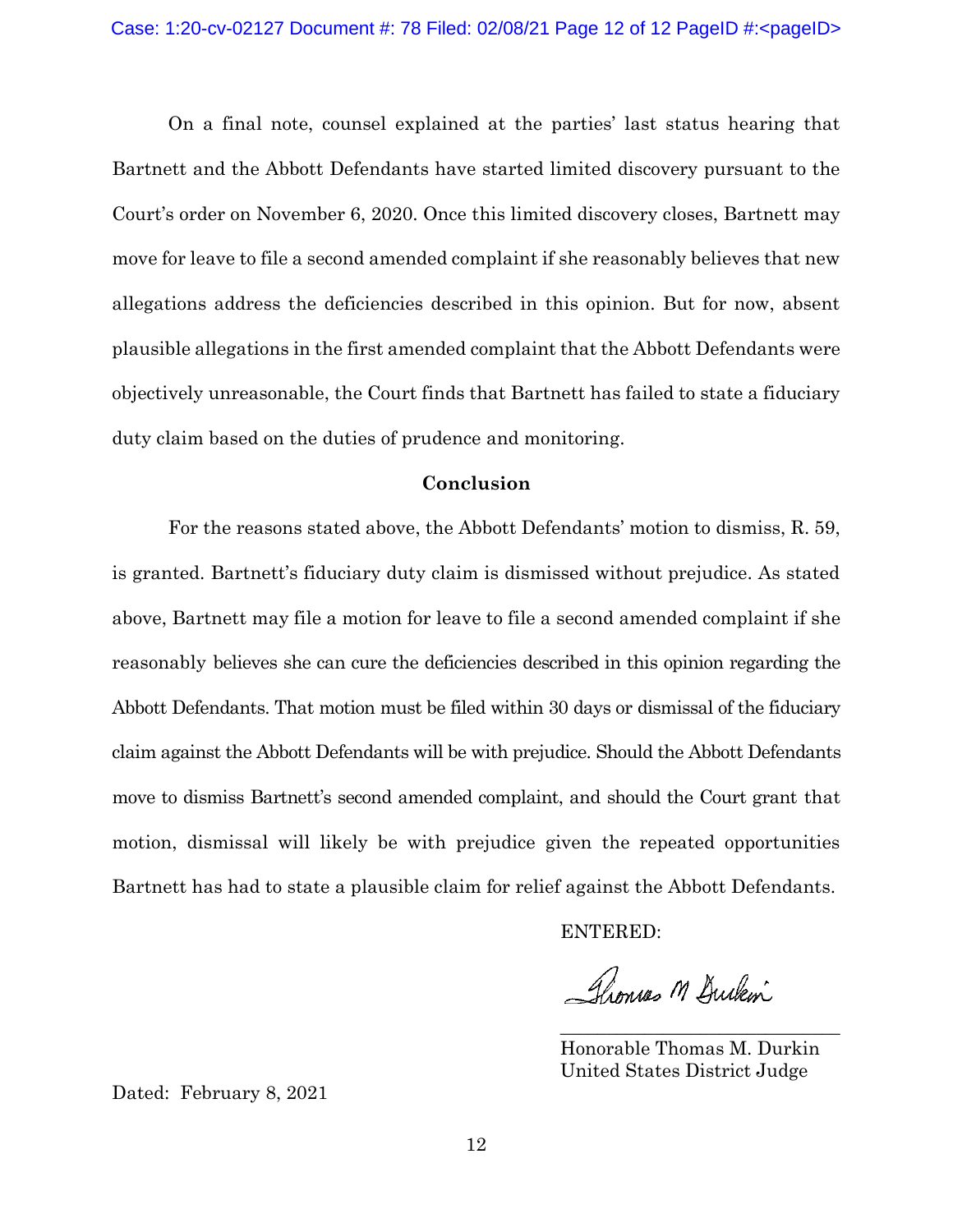On a final note, counsel explained at the parties' last status hearing that Bartnett and the Abbott Defendants have started limited discovery pursuant to the Court's order on November 6, 2020. Once this limited discovery closes, Bartnett may move for leave to file a second amended complaint if she reasonably believes that new allegations address the deficiencies described in this opinion. But for now, absent plausible allegations in the first amended complaint that the Abbott Defendants were objectively unreasonable, the Court finds that Bartnett has failed to state a fiduciary duty claim based on the duties of prudence and monitoring.

## Conclusion

For the reasons stated above, the Abbott Defendants' motion to dismiss, R. 59, is granted. Bartnett's fiduciary duty claim is dismissed without prejudice. As stated above, Bartnett may file a motion for leave to file a second amended complaint if she reasonably believes she can cure the deficiencies described in this opinion regarding the Abbott Defendants. That motion must be filed within 30 days or dismissal of the fiduciary claim against the Abbott Defendants will be with prejudice. Should the Abbott Defendants move to dismiss Bartnett's second amended complaint, and should the Court grant that motion, dismissal will likely be with prejudice given the repeated opportunities Bartnett has had to state a plausible claim for relief against the Abbott Defendants.

ENTERED:

Thomas M Durkin

Honorable Thomas M. Durkin
United States District Judge

Dated: February 8, 2021